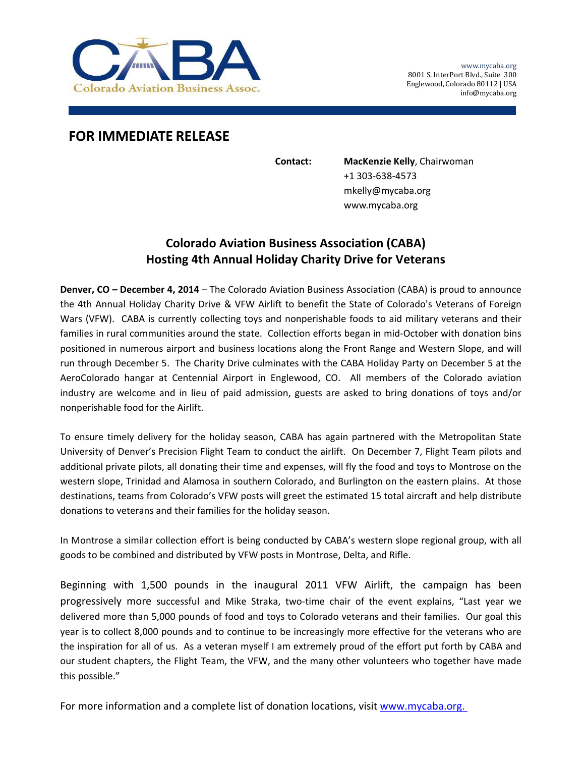Colorado Aviation Business Assoc.

www.mycaba.org
8001 S. InterPort Blvd., Suite 300
Englewood, Colorado 80112 | USA
info@mycaba.org

## FOR IMMEDIATE RELEASE

**Contact:** **MacKenzie Kelly**, Chairwoman
+1 303-638-4573
mkelly@mycaba.org
www.mycaba.org

### Colorado Aviation Business Association (CABA) Hosting 4th Annual Holiday Charity Drive for Veterans

**Denver, CO – December 4, 2014** – The Colorado Aviation Business Association (CABA) is proud to announce the 4th Annual Holiday Charity Drive & VFW Airlift to benefit the State of Colorado's Veterans of Foreign Wars (VFW). CABA is currently collecting toys and nonperishable foods to aid military veterans and their families in rural communities around the state. Collection efforts began in mid-October with donation bins positioned in numerous airport and business locations along the Front Range and Western Slope, and will run through December 5. The Charity Drive culminates with the CABA Holiday Party on December 5 at the AeroColorado hangar at Centennial Airport in Englewood, CO. All members of the Colorado aviation industry are welcome and in lieu of paid admission, guests are asked to bring donations of toys and/or nonperishable food for the Airlift.

To ensure timely delivery for the holiday season, CABA has again partnered with the Metropolitan State University of Denver's Precision Flight Team to conduct the airlift. On December 7, Flight Team pilots and additional private pilots, all donating their time and expenses, will fly the food and toys to Montrose on the western slope, Trinidad and Alamosa in southern Colorado, and Burlington on the eastern plains. At those destinations, teams from Colorado's VFW posts will greet the estimated 15 total aircraft and help distribute donations to veterans and their families for the holiday season.

In Montrose a similar collection effort is being conducted by CABA's western slope regional group, with all goods to be combined and distributed by VFW posts in Montrose, Delta, and Rifle.

Beginning with 1,500 pounds in the inaugural 2011 VFW Airlift, the campaign has been progressively more successful and Mike Straka, two-time chair of the event explains, "Last year we delivered more than 5,000 pounds of food and toys to Colorado veterans and their families. Our goal this year is to collect 8,000 pounds and to continue to be increasingly more effective for the veterans who are the inspiration for all of us. As a veteran myself I am extremely proud of the effort put forth by CABA and our student chapters, the Flight Team, the VFW, and the many other volunteers who together have made this possible."

For more information and a complete list of donation locations, visit www.mycaba.org.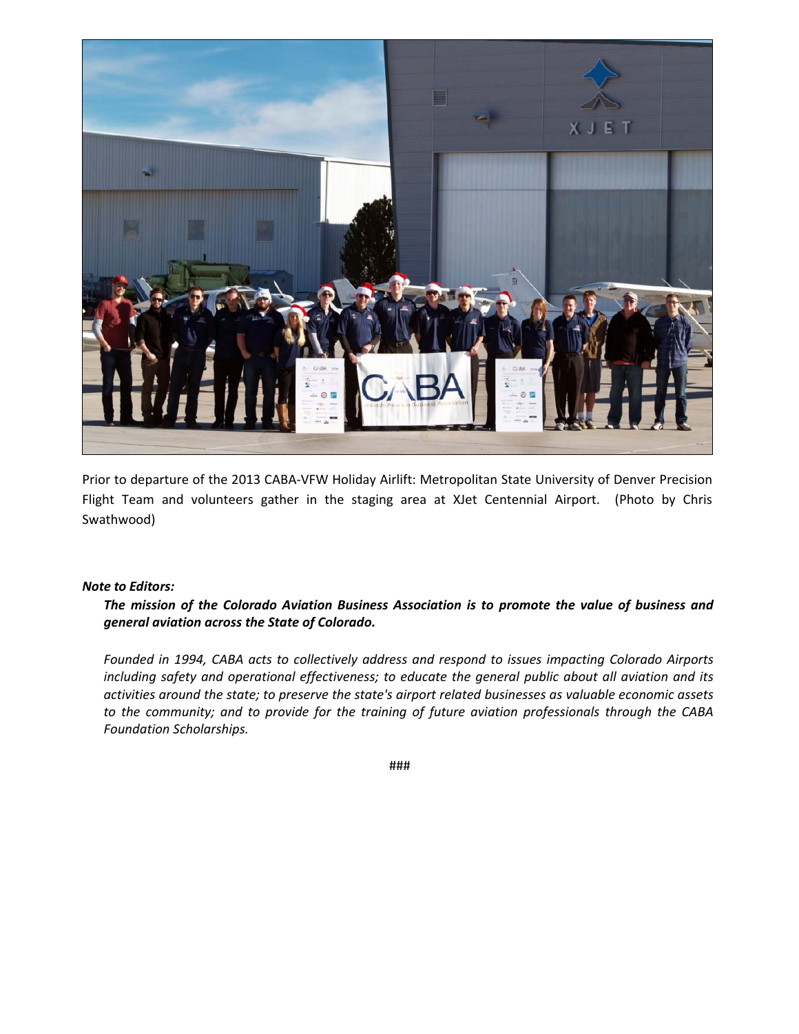Prior to departure of the 2013 CABA-VFW Holiday Airlift: Metropolitan State University of Denver Precision Flight Team and volunteers gather in the staging area at XJet Centennial Airport. (Photo by Chris Swathwood)

***Note to Editors:***

***The mission of the Colorado Aviation Business Association is to promote the value of business and general aviation across the State of Colorado.***

*Founded in 1994, CABA acts to collectively address and respond to issues impacting Colorado Airports including safety and operational effectiveness; to educate the general public about all aviation and its activities around the state; to preserve the state's airport related businesses as valuable economic assets to the community; and to provide for the training of future aviation professionals through the CABA Foundation Scholarships.*

###